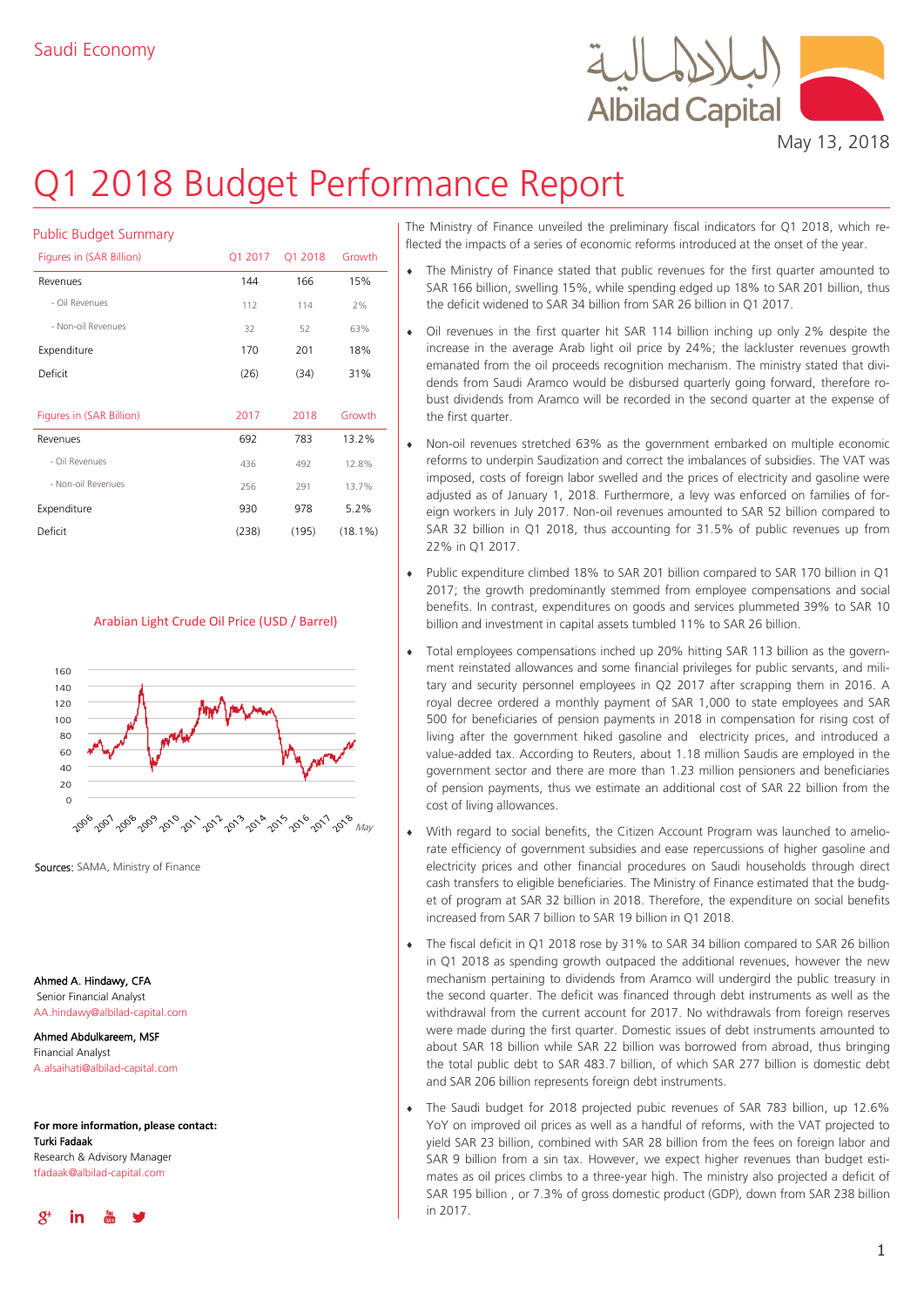Saudi Economy

May 13, 2018

# Q1 2018 Budget Performance Report

## Public Budget Summary

| Figures in (SAR Billion) | Q1 2017 | Q1 2018 | Growth |
|---|---|---|---|
| Revenues | 144 | 166 | 15% |
| - Oil Revenues | 112 | 114 | 2% |
| - Non-oil Revenues | 32 | 52 | 63% |
| Expenditure | 170 | 201 | 18% |
| Deficit | (26) | (34) | 31% |

| Figures in (SAR Billion) | 2017 | 2018 | Growth |
|---|---|---|---|
| Revenues | 692 | 783 | 13.2% |
| - Oil Revenues | 436 | 492 | 12.8% |
| - Non-oil Revenues | 256 | 291 | 13.7% |
| Expenditure | 930 | 978 | 5.2% |
| Deficit | (238) | (195) | (18.1%) |

Arabian Light Crude Oil Price (USD / Barrel)

Sources: SAMA, Ministry of Finance

**Ahmed A. Hindawy, CFA**
Senior Financial Analyst
AA.hindawy@albilad-capital.com

**Ahmed Abdulkareem, MSF**
Financial Analyst
A.alsaihati@albilad-capital.com

**For more information, please contact:**
Turki Fadaak
Research & Advisory Manager
tfadaak@albilad-capital.com

The Ministry of Finance unveiled the preliminary fiscal indicators for Q1 2018, which reflected the impacts of a series of economic reforms introduced at the onset of the year.

- The Ministry of Finance stated that public revenues for the first quarter amounted to SAR 166 billion, swelling 15%, while spending edged up 18% to SAR 201 billion, thus the deficit widened to SAR 34 billion from SAR 26 billion in Q1 2017.
- Oil revenues in the first quarter hit SAR 114 billion inching up only 2% despite the increase in the average Arab light oil price by 24%; the lackluster revenues growth emanated from the oil proceeds recognition mechanism. The ministry stated that dividends from Saudi Aramco would be disbursed quarterly going forward, therefore robust dividends from Aramco will be recorded in the second quarter at the expense of the first quarter.
- Non-oil revenues stretched 63% as the government embarked on multiple economic reforms to underpin Saudization and correct the imbalances of subsidies. The VAT was imposed, costs of foreign labor swelled and the prices of electricity and gasoline were adjusted as of January 1, 2018. Furthermore, a levy was enforced on families of foreign workers in July 2017. Non-oil revenues amounted to SAR 52 billion compared to SAR 32 billion in Q1 2018, thus accounting for 31.5% of public revenues up from 22% in Q1 2017.
- Public expenditure climbed 18% to SAR 201 billion compared to SAR 170 billion in Q1 2017; the growth predominantly stemmed from employee compensations and social benefits. In contrast, expenditures on goods and services plummeted 39% to SAR 10 billion and investment in capital assets tumbled 11% to SAR 26 billion.
- Total employees compensations inched up 20% hitting SAR 113 billion as the government reinstated allowances and some financial privileges for public servants, and military and security personnel employees in Q2 2017 after scrapping them in 2016. A royal decree ordered a monthly payment of SAR 1,000 to state employees and SAR 500 for beneficiaries of pension payments in 2018 in compensation for rising cost of living after the government hiked gasoline and electricity prices, and introduced a value-added tax. According to Reuters, about 1.18 million Saudis are employed in the government sector and there are more than 1.23 million pensioners and beneficiaries of pension payments, thus we estimate an additional cost of SAR 22 billion from the cost of living allowances.
- With regard to social benefits, the Citizen Account Program was launched to ameliorate efficiency of government subsidies and ease repercussions of higher gasoline and electricity prices and other financial procedures on Saudi households through direct cash transfers to eligible beneficiaries. The Ministry of Finance estimated that the budget of program at SAR 32 billion in 2018. Therefore, the expenditure on social benefits increased from SAR 7 billion to SAR 19 billion in Q1 2018.
- The fiscal deficit in Q1 2018 rose by 31% to SAR 34 billion compared to SAR 26 billion in Q1 2018 as spending growth outpaced the additional revenues, however the new mechanism pertaining to dividends from Aramco will undergird the public treasury in the second quarter. The deficit was financed through debt instruments as well as the withdrawal from the current account for 2017. No withdrawals from foreign reserves were made during the first quarter. Domestic issues of debt instruments amounted to about SAR 18 billion while SAR 22 billion was borrowed from abroad, thus bringing the total public debt to SAR 483.7 billion, of which SAR 277 billion is domestic debt and SAR 206 billion represents foreign debt instruments.
- The Saudi budget for 2018 projected pubic revenues of SAR 783 billion, up 12.6% YoY on improved oil prices as well as a handful of reforms, with the VAT projected to yield SAR 23 billion, combined with SAR 28 billion from the fees on foreign labor and SAR 9 billion from a sin tax. However, we expect higher revenues than budget estimates as oil prices climbs to a three-year high. The ministry also projected a deficit of SAR 195 billion , or 7.3% of gross domestic product (GDP), down from SAR 238 billion in 2017.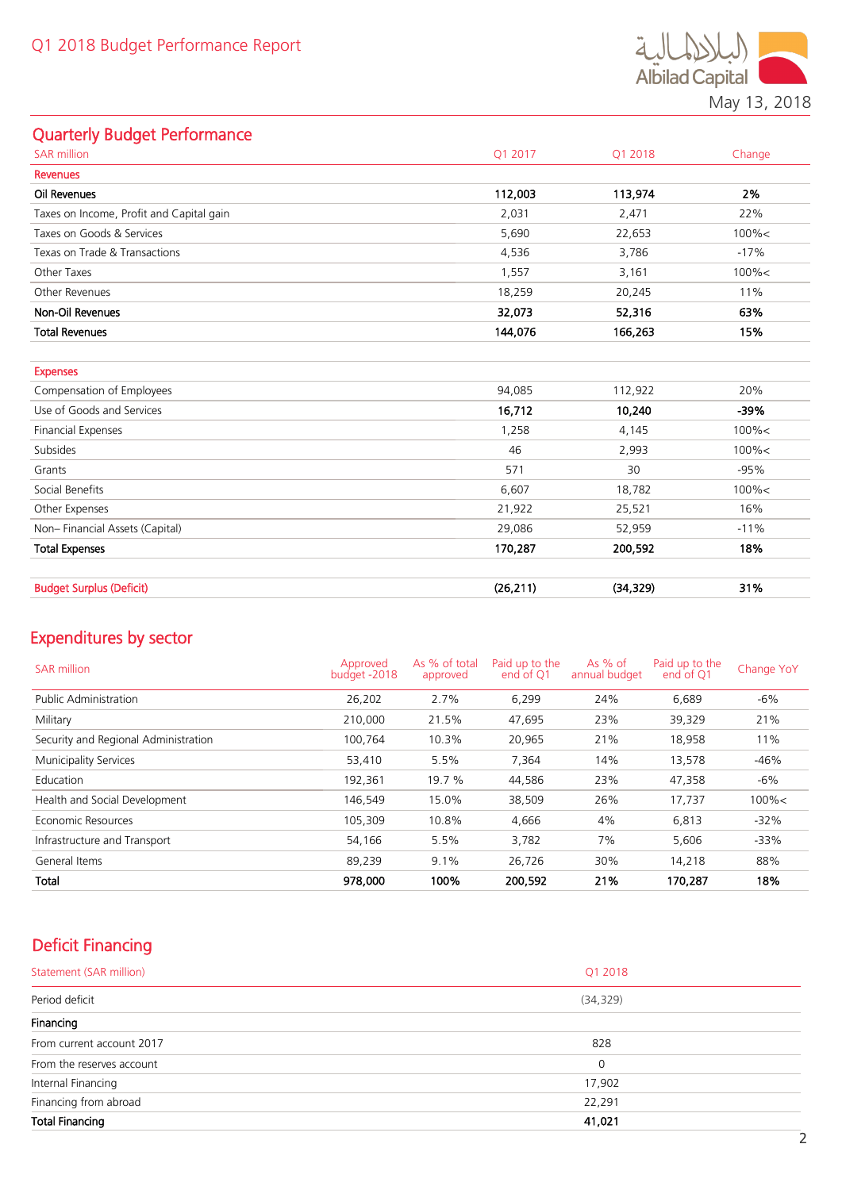Q1 2018 Budget Performance Report

May 13, 2018

## Quarterly Budget Performance

| SAR million | Q1 2017 | Q1 2018 | Change |
|---|---|---|---|
| **Revenues** | | | |
| **Oil Revenues** | **112,003** | **113,974** | **2%** |
| Taxes on Income, Profit and Capital gain | 2,031 | 2,471 | 22% |
| Taxes on Goods & Services | 5,690 | 22,653 | 100%< |
| Texas on Trade & Transactions | 4,536 | 3,786 | -17% |
| Other Taxes | 1,557 | 3,161 | 100%< |
| Other Revenues | 18,259 | 20,245 | 11% |
| **Non-Oil Revenues** | **32,073** | **52,316** | **63%** |
| **Total Revenues** | **144,076** | **166,263** | **15%** |
| | | | |
| **Expenses** | | | |
| Compensation of Employees | 94,085 | 112,922 | 20% |
| Use of Goods and Services | **16,712** | **10,240** | **-39%** |
| Financial Expenses | 1,258 | 4,145 | 100%< |
| Subsides | 46 | 2,993 | 100%< |
| Grants | 571 | 30 | -95% |
| Social Benefits | 6,607 | 18,782 | 100%< |
| Other Expenses | 21,922 | 25,521 | 16% |
| Non– Financial Assets (Capital) | 29,086 | 52,959 | -11% |
| **Total Expenses** | **170,287** | **200,592** | **18%** |
| | | | |
| **Budget Surplus (Deficit)** | **(26,211)** | **(34,329)** | **31%** |

## Expenditures by sector

| SAR million | Approved budget -2018 | As % of total approved | Paid up to the end of Q1 | As % of annual budget | Paid up to the end of Q1 | Change YoY |
|---|---|---|---|---|---|---|
| Public Administration | 26,202 | 2.7% | 6,299 | 24% | 6,689 | -6% |
| Military | 210,000 | 21.5% | 47,695 | 23% | 39,329 | 21% |
| Security and Regional Administration | 100,764 | 10.3% | 20,965 | 21% | 18,958 | 11% |
| Municipality Services | 53,410 | 5.5% | 7,364 | 14% | 13,578 | -46% |
| Education | 192,361 | 19.7 % | 44,586 | 23% | 47,358 | -6% |
| Health and Social Development | 146,549 | 15.0% | 38,509 | 26% | 17,737 | 100%< |
| Economic Resources | 105,309 | 10.8% | 4,666 | 4% | 6,813 | -32% |
| Infrastructure and Transport | 54,166 | 5.5% | 3,782 | 7% | 5,606 | -33% |
| General Items | 89,239 | 9.1% | 26,726 | 30% | 14,218 | 88% |
| **Total** | **978,000** | **100%** | **200,592** | **21%** | **170,287** | **18%** |

## Deficit Financing

| Statement (SAR million) | Q1 2018 |
|---|---|
| Period deficit | (34,329) |
| **Financing** | |
| From current account 2017 | 828 |
| From the reserves account | 0 |
| Internal Financing | 17,902 |
| Financing from abroad | 22,291 |
| **Total Financing** | **41,021** |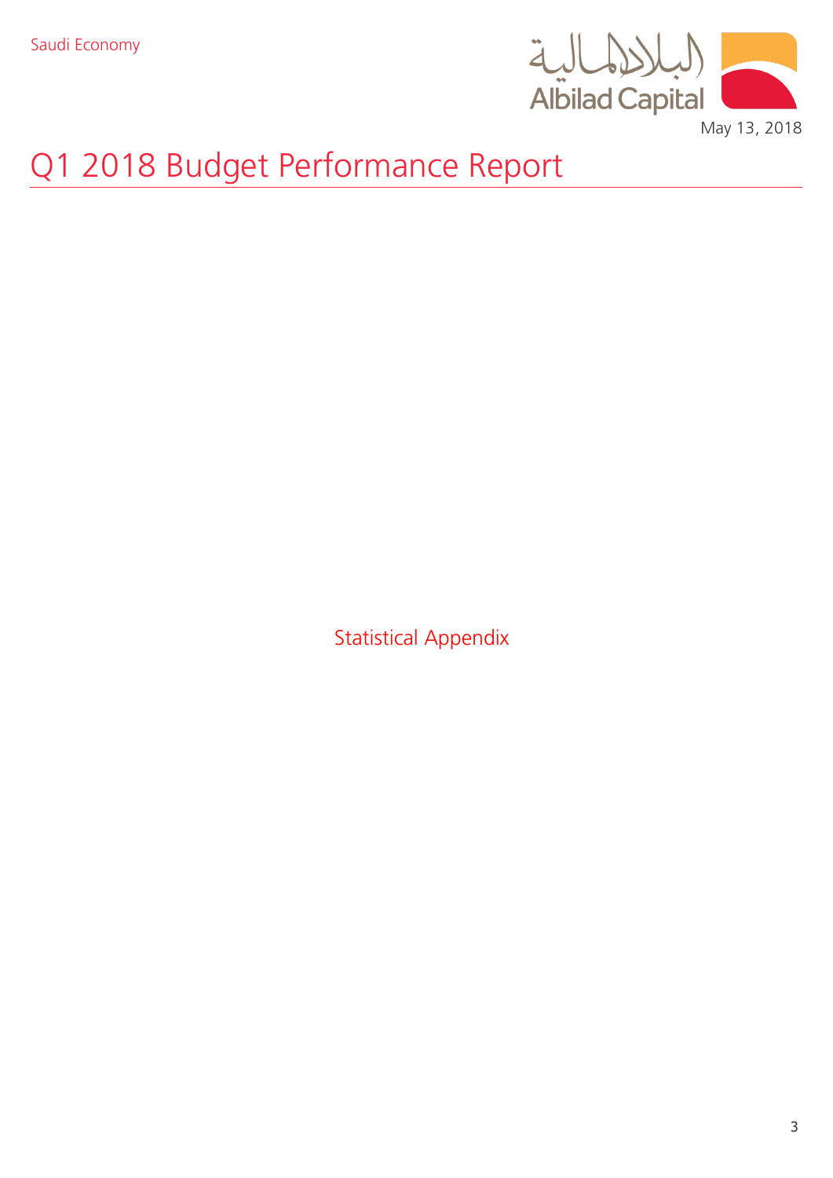Statistical Appendix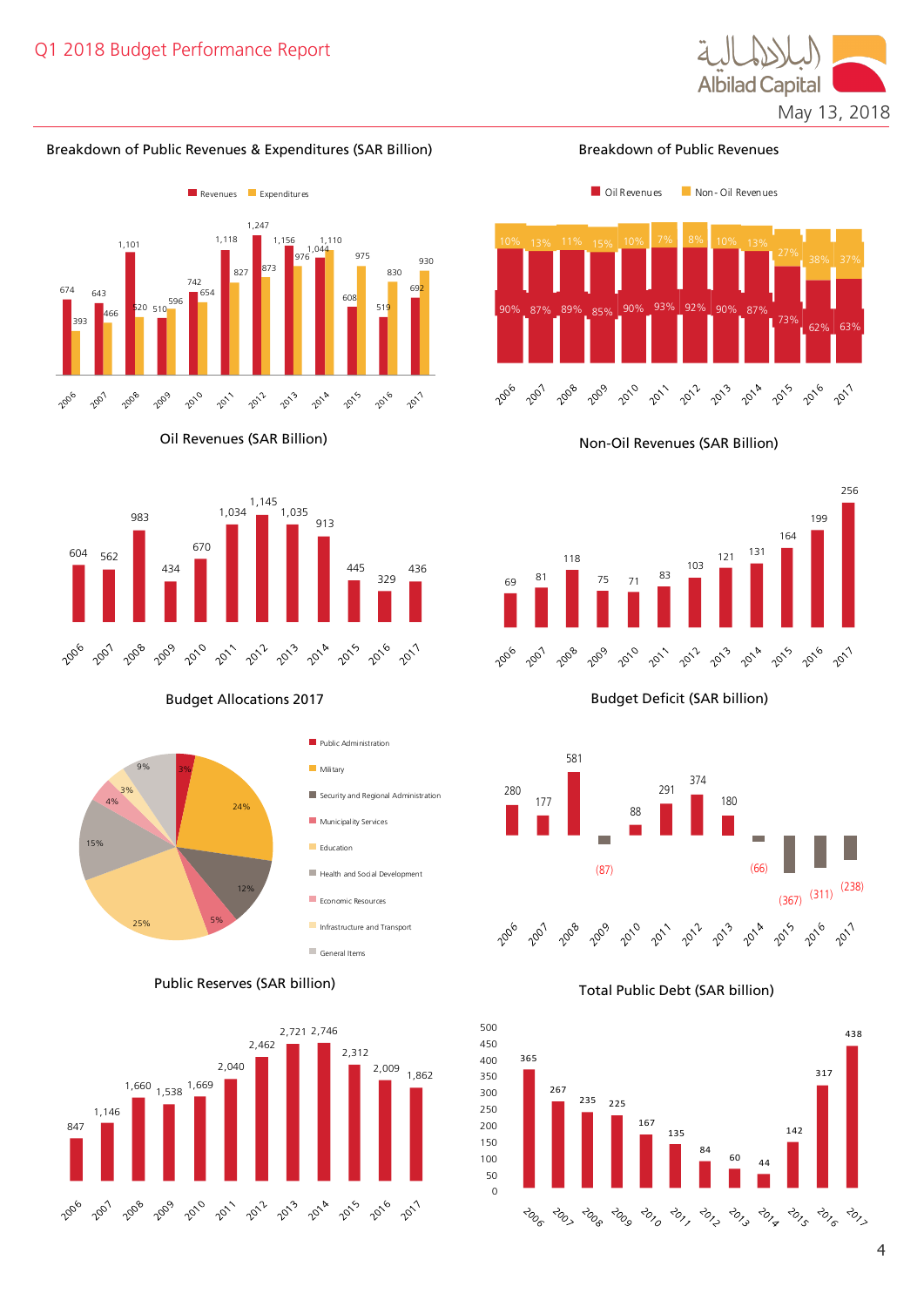## Breakdown of Public Revenues & Expenditures (SAR Billion)

| Year | Revenues | Expenditures |
|---|---|---|
| 2006 | 674 | 393 |
| 2007 | 643 | 466 |
| 2008 | 1,101 | 520 |
| 2009 | 510 | 596 |
| 2010 | 742 | 654 |
| 2011 | 1,118 | 827 |
| 2012 | 1,247 | 873 |
| 2013 | 1,156 | 976 |
| 2014 | 1,044 | 1,110 |
| 2015 | 608 | 975 |
| 2016 | 519 | 830 |
| 2017 | 692 | 930 |

## Breakdown of Public Revenues

| Year | Oil Revenues | Non- Oil Revenues |
|---|---|---|
| 2006 | 90% | 10% |
| 2007 | 87% | 13% |
| 2008 | 89% | 11% |
| 2009 | 85% | 15% |
| 2010 | 90% | 10% |
| 2011 | 93% | 7% |
| 2012 | 92% | 8% |
| 2013 | 90% | 10% |
| 2014 | 87% | 13% |
| 2015 | 73% | 27% |
| 2016 | 62% | 38% |
| 2017 | 63% | 37% |

## Oil Revenues (SAR Billion)

| Year | 2006 | 2007 | 2008 | 2009 | 2010 | 2011 | 2012 | 2013 | 2014 | 2015 | 2016 | 2017 |
|---|---|---|---|---|---|---|---|---|---|---|---|---|
| Oil Revenues | 604 | 562 | 983 | 434 | 670 | 1,034 | 1,145 | 1,035 | 913 | 445 | 329 | 436 |

## Non-Oil Revenues (SAR Billion)

| Year | 2006 | 2007 | 2008 | 2009 | 2010 | 2011 | 2012 | 2013 | 2014 | 2015 | 2016 | 2017 |
|---|---|---|---|---|---|---|---|---|---|---|---|---|
| Non-Oil Revenues | 69 | 81 | 118 | 75 | 71 | 83 | 103 | 121 | 131 | 164 | 199 | 256 |

## Budget Allocations 2017

| Sector | Share |
|---|---|
| Public Administration | 3% |
| Military | 24% |
| Security and Regional Administration | 12% |
| Municipality Services | 5% |
| Education | 25% |
| Health and Social Development | 15% |
| Economic Resources | 4% |
| Infrastructure and Transport | 3% |
| General Items | 9% |

## Budget Deficit (SAR billion)

| Year | 2006 | 2007 | 2008 | 2009 | 2010 | 2011 | 2012 | 2013 | 2014 | 2015 | 2016 | 2017 |
|---|---|---|---|---|---|---|---|---|---|---|---|---|
| Budget Balance | 280 | 177 | 581 | (87) | 88 | 291 | 374 | 180 | (66) | (367) | (311) | (238) |

## Public Reserves (SAR billion)

| Year | 2006 | 2007 | 2008 | 2009 | 2010 | 2011 | 2012 | 2013 | 2014 | 2015 | 2016 | 2017 |
|---|---|---|---|---|---|---|---|---|---|---|---|---|
| Public Reserves | 847 | 1,146 | 1,660 | 1,538 | 1,669 | 2,040 | 2,462 | 2,721 | 2,746 | 2,312 | 2,009 | 1,862 |

## Total Public Debt (SAR billion)

| Year | 2006 | 2007 | 2008 | 2009 | 2010 | 2011 | 2012 | 2013 | 2014 | 2015 | 2016 | 2017 |
|---|---|---|---|---|---|---|---|---|---|---|---|---|
| Total Public Debt | 365 | 267 | 235 | 225 | 167 | 135 | 84 | 60 | 44 | 142 | 317 | 438 |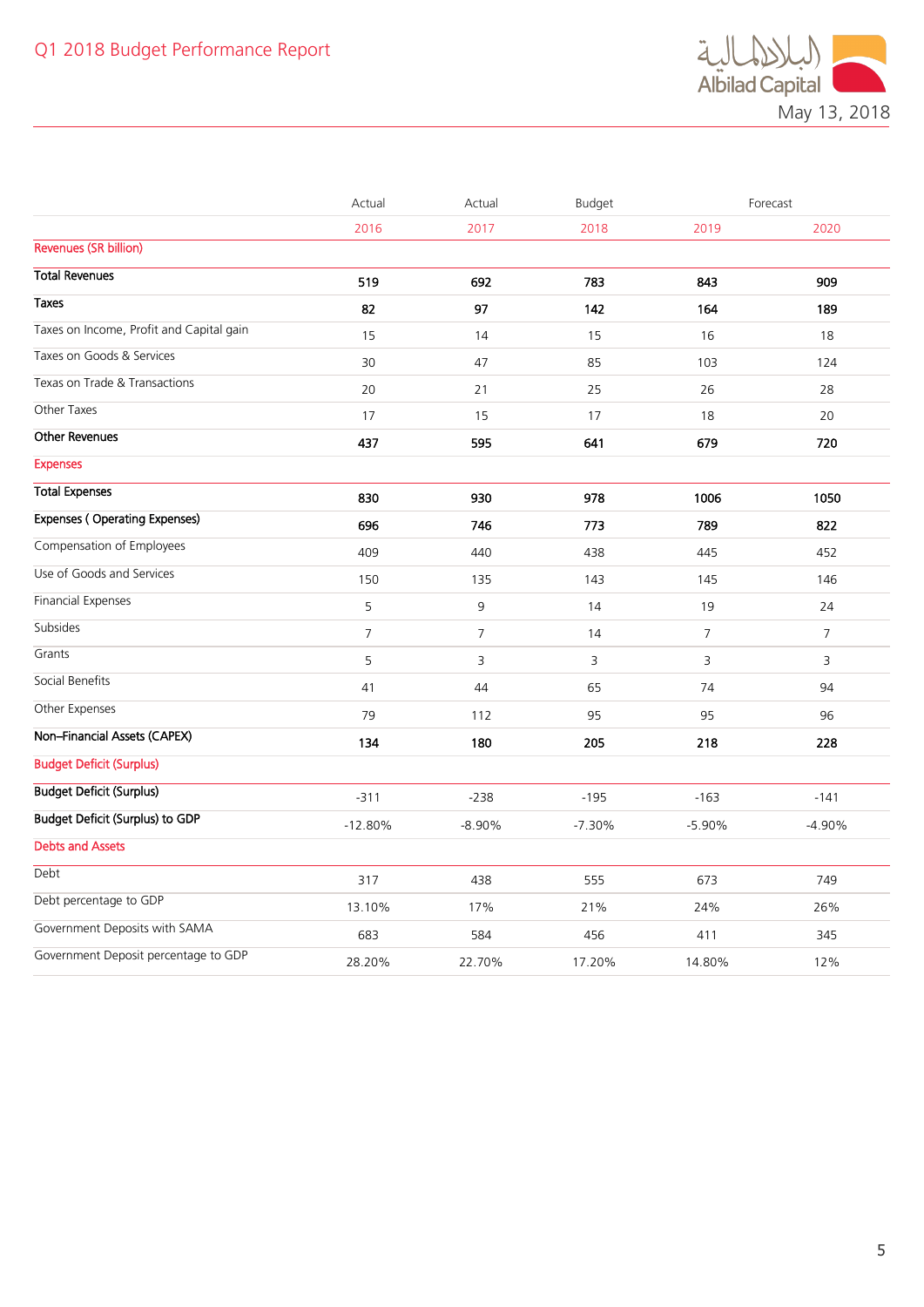| | Actual | Actual | Budget | Forecast | |
|---|---|---|---|---|---|
| | 2016 | 2017 | 2018 | 2019 | 2020 |
| Revenues (SR billion) | | | | | |
| **Total Revenues** | **519** | **692** | **783** | **843** | **909** |
| **Taxes** | **82** | **97** | **142** | **164** | **189** |
| Taxes on Income, Profit and Capital gain | 15 | 14 | 15 | 16 | 18 |
| Taxes on Goods & Services | 30 | 47 | 85 | 103 | 124 |
| Texas on Trade & Transactions | 20 | 21 | 25 | 26 | 28 |
| Other Taxes | 17 | 15 | 17 | 18 | 20 |
| **Other Revenues** | **437** | **595** | **641** | **679** | **720** |
| Expenses | | | | | |
| **Total Expenses** | **830** | **930** | **978** | **1006** | **1050** |
| **Expenses ( Operating Expenses)** | **696** | **746** | **773** | **789** | **822** |
| Compensation of Employees | 409 | 440 | 438 | 445 | 452 |
| Use of Goods and Services | 150 | 135 | 143 | 145 | 146 |
| Financial Expenses | 5 | 9 | 14 | 19 | 24 |
| Subsides | 7 | 7 | 14 | 7 | 7 |
| Grants | 5 | 3 | 3 | 3 | 3 |
| Social Benefits | 41 | 44 | 65 | 74 | 94 |
| Other Expenses | 79 | 112 | 95 | 95 | 96 |
| **Non–Financial Assets (CAPEX)** | **134** | **180** | **205** | **218** | **228** |
| Budget Deficit (Surplus) | | | | | |
| **Budget Deficit (Surplus)** | -311 | -238 | -195 | -163 | -141 |
| **Budget Deficit (Surplus) to GDP** | -12.80% | -8.90% | -7.30% | -5.90% | -4.90% |
| Debts and Assets | | | | | |
| Debt | 317 | 438 | 555 | 673 | 749 |
| Debt percentage to GDP | 13.10% | 17% | 21% | 24% | 26% |
| Government Deposits with SAMA | 683 | 584 | 456 | 411 | 345 |
| Government Deposit percentage to GDP | 28.20% | 22.70% | 17.20% | 14.80% | 12% |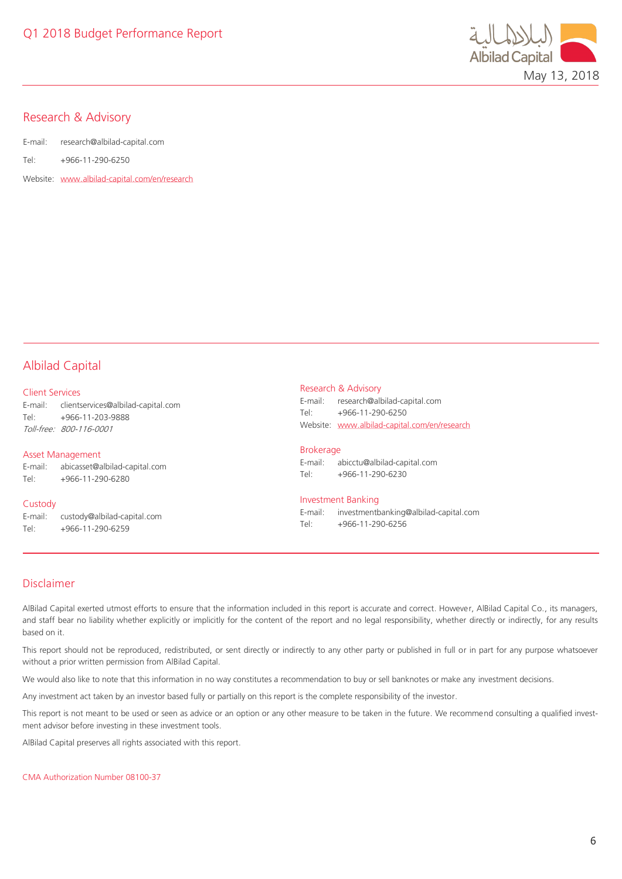## Research & Advisory

E-mail: research@albilad-capital.com

Tel: +966-11-290-6250

Website: [www.albilad-capital.com/en/research](www.albilad-capital.com/en/research)

## Albilad Capital

### Client Services

E-mail: clientservices@albilad-capital.com
Tel: +966-11-203-9888
*Toll-free: 800-116-0001*

### Asset Management

E-mail: abicasset@albilad-capital.com
Tel: +966-11-290-6280

### Custody

E-mail: custody@albilad-capital.com
Tel: +966-11-290-6259

### Research & Advisory

E-mail: research@albilad-capital.com
Tel: +966-11-290-6250
Website: [www.albilad-capital.com/en/research](www.albilad-capital.com/en/research)

### Brokerage

E-mail: abicctu@albilad-capital.com
Tel: +966-11-290-6230

### Investment Banking

E-mail: investmentbanking@albilad-capital.com
Tel: +966-11-290-6256

## Disclaimer

AlBilad Capital exerted utmost efforts to ensure that the information included in this report is accurate and correct. However, AlBilad Capital Co., its managers, and staff bear no liability whether explicitly or implicitly for the content of the report and no legal responsibility, whether directly or indirectly, for any results based on it.

This report should not be reproduced, redistributed, or sent directly or indirectly to any other party or published in full or in part for any purpose whatsoever without a prior written permission from AlBilad Capital.

We would also like to note that this information in no way constitutes a recommendation to buy or sell banknotes or make any investment decisions.

Any investment act taken by an investor based fully or partially on this report is the complete responsibility of the investor.

This report is not meant to be used or seen as advice or an option or any other measure to be taken in the future. We recommend consulting a qualified investment advisor before investing in these investment tools.

AlBilad Capital preserves all rights associated with this report.

CMA Authorization Number 08100-37